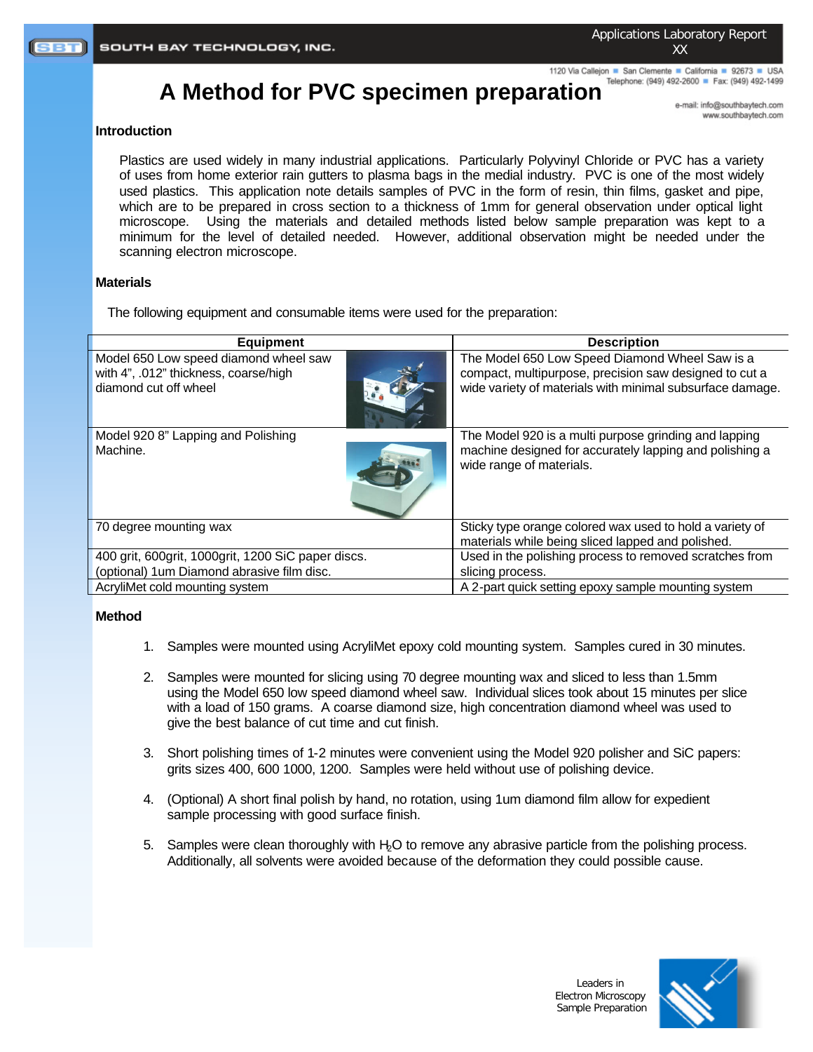# A Method for PVC specimen preparation

## Introduction

Plastics are used widely in many industrial applications. Particularly Polyvinyl Chloride or PVC has a variety of uses from home exterior rain gutters to plasma bags in the medial industry. PVC is one of the most widely used plastics. This application note details samples of PVC in the form of resin, thin films, gasket and pipe, which are to be prepared in cross section to a thickness of 1mm for general observation under optical light microscope. Using the materials and detailed methods listed below sample preparation was kept to a minimum for the level of detailed needed. However, additional observation might be needed under the scanning electron microscope.

## Materials

The following equipment and consumable items were used for the preparation:

| Equipment | Description |
|---|---|
| Model 650 Low speed diamond wheel saw with 4", .012" thickness, coarse/high diamond cut off wheel | The Model 650 Low Speed Diamond Wheel Saw is a compact, multipurpose, precision saw designed to cut a wide variety of materials with minimal subsurface damage. |
| Model 920 8" Lapping and Polishing Machine. | The Model 920 is a multi purpose grinding and lapping machine designed for accurately lapping and polishing a wide range of materials. |
| 70 degree mounting wax | Sticky type orange colored wax used to hold a variety of materials while being sliced lapped and polished. |
| 400 grit, 600grit, 1000grit, 1200 SiC paper discs. (optional) 1um Diamond abrasive film disc. | Used in the polishing process to removed scratches from slicing process. |
| AcryliMet cold mounting system | A 2-part quick setting epoxy sample mounting system |

## Method

1. Samples were mounted using AcryliMet epoxy cold mounting system. Samples cured in 30 minutes.

2. Samples were mounted for slicing using 70 degree mounting wax and sliced to less than 1.5mm using the Model 650 low speed diamond wheel saw. Individual slices took about 15 minutes per slice with a load of 150 grams. A coarse diamond size, high concentration diamond wheel was used to give the best balance of cut time and cut finish.

3. Short polishing times of 1-2 minutes were convenient using the Model 920 polisher and SiC papers: grits sizes 400, 600 1000, 1200. Samples were held without use of polishing device.

4. (Optional) A short final polish by hand, no rotation, using 1um diamond film allow for expedient sample processing with good surface finish.

5. Samples were clean thoroughly with $H_2O$ to remove any abrasive particle from the polishing process. Additionally, all solvents were avoided because of the deformation they could possible cause.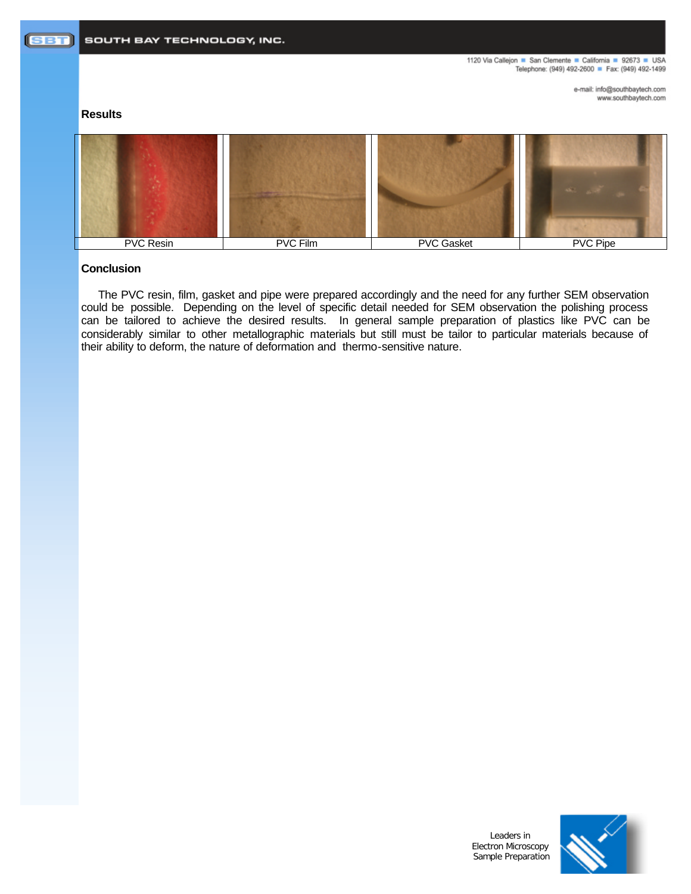## Results

| PVC Resin | PVC Film | PVC Gasket | PVC Pipe |
|---|---|---|---|

## Conclusion

The PVC resin, film, gasket and pipe were prepared accordingly and the need for any further SEM observation could be possible. Depending on the level of specific detail needed for SEM observation the polishing process can be tailored to achieve the desired results. In general sample preparation of plastics like PVC can be considerably similar to other metallographic materials but still must be tailor to particular materials because of their ability to deform, the nature of deformation and thermo-sensitive nature.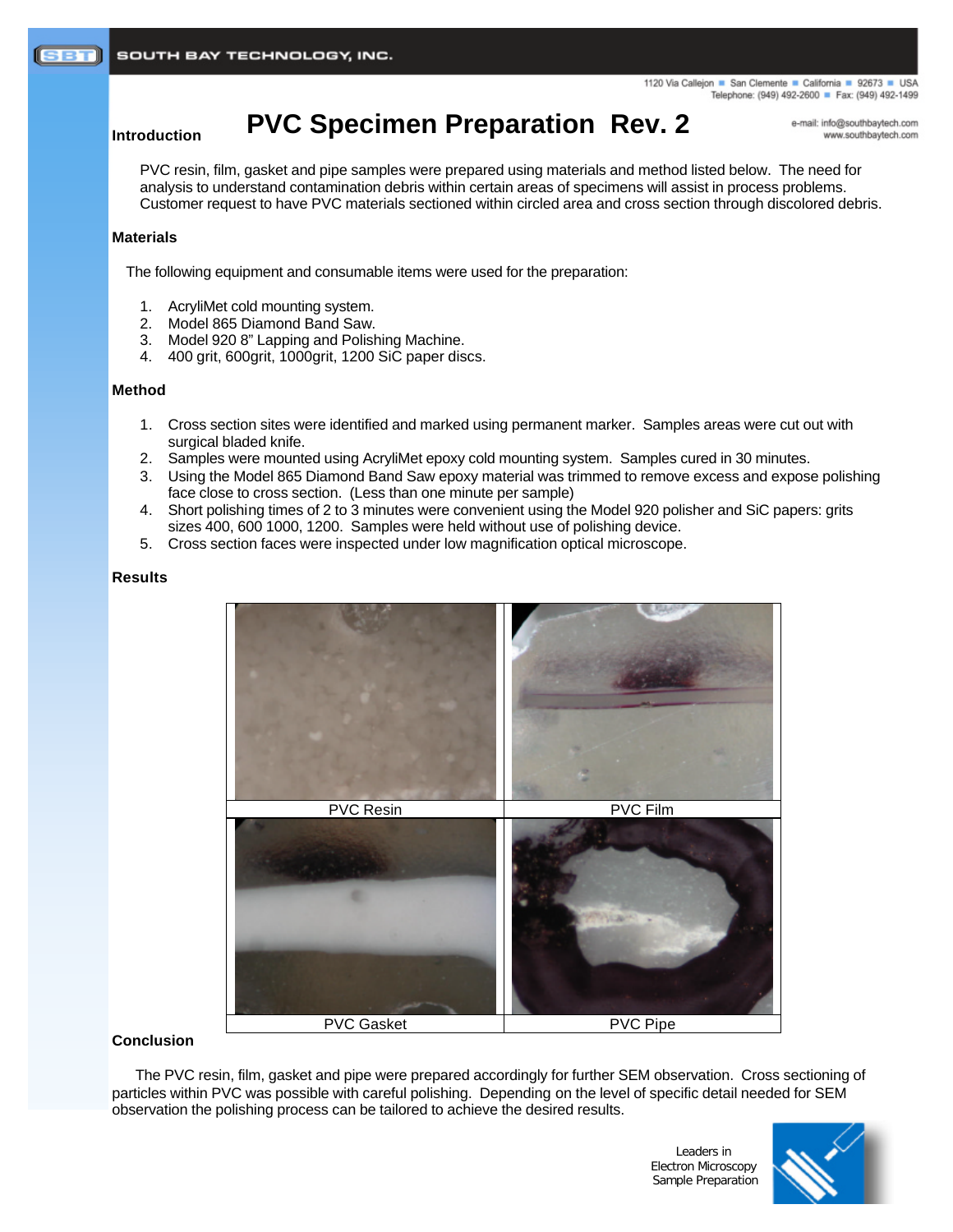# PVC Specimen Preparation Rev. 2

## Introduction

PVC resin, film, gasket and pipe samples were prepared using materials and method listed below. The need for analysis to understand contamination debris within certain areas of specimens will assist in process problems. Customer request to have PVC materials sectioned within circled area and cross section through discolored debris.

## Materials

The following equipment and consumable items were used for the preparation:

1. AcryliMet cold mounting system.
2. Model 865 Diamond Band Saw.
3. Model 920 8" Lapping and Polishing Machine.
4. 400 grit, 600grit, 1000grit, 1200 SiC paper discs.

## Method

1. Cross section sites were identified and marked using permanent marker. Samples areas were cut out with surgical bladed knife.
2. Samples were mounted using AcryliMet epoxy cold mounting system. Samples cured in 30 minutes.
3. Using the Model 865 Diamond Band Saw epoxy material was trimmed to remove excess and expose polishing face close to cross section. (Less than one minute per sample)
4. Short polishing times of 2 to 3 minutes were convenient using the Model 920 polisher and SiC papers: grits sizes 400, 600 1000, 1200. Samples were held without use of polishing device.
5. Cross section faces were inspected under low magnification optical microscope.

## Results

PVC Resin

PVC Film

PVC Gasket

PVC Pipe

## Conclusion

The PVC resin, film, gasket and pipe were prepared accordingly for further SEM observation. Cross sectioning of particles within PVC was possible with careful polishing. Depending on the level of specific detail needed for SEM observation the polishing process can be tailored to achieve the desired results.